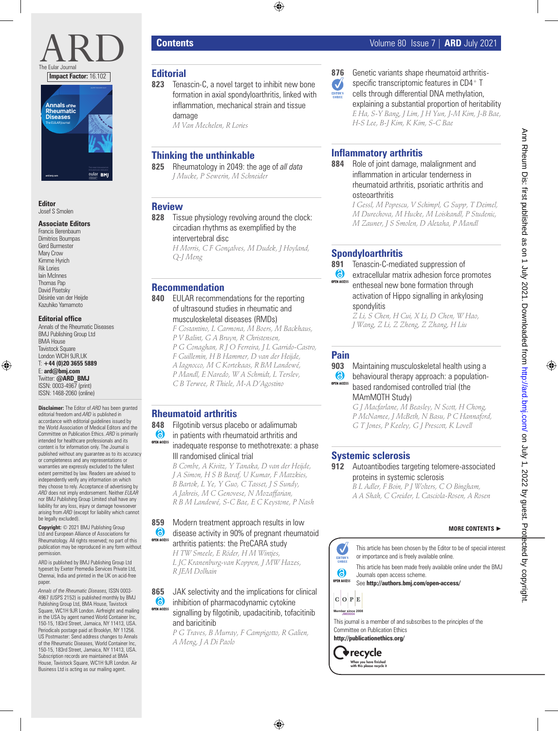# ARD

The Eular Journal

**Impact Factor:** 16.102

**Editor**
Josef S Smolen

**Associate Editors**
Francis Berenbaum
Dimitrios Boumpas
Gerd Burmester
Mary Crow
Kimme Hyrich
Rik Lories
Iain McInnes
Thomas Pap
David Pisetsky
Désirée van der Heijde
Kazuhiko Yamamoto

**Editorial office**
Annals of the Rheumatic Diseases
BMJ Publishing Group Ltd
BMA House
Tavistock Square
London WCIH 9JR,UK
T: **+44 (0)20 3655 5889**
E: **ard@bmj.com**
Twitter: **@ARD_BMJ**
ISSN: 0003-4967 (print)
ISSN: 1468-2060 (online)

**Disclaimer:** The Editor of *ARD* has been granted editorial freedom and *ARD* is published in accordance with editorial guidelines issued by the World Association of Medical Editors and the Committee on Publication Ethics. *ARD* is primarily intended for healthcare professionals and its content is for information only. The Journal is published without any guarantee as to its accuracy or completeness and any representations or warranties are expressly excluded to the fullest extent permitted by law. Readers are advised to independently verify any information on which they choose to rely. Acceptance of advertising by *ARD* does not imply endorsement. Neither *EULAR* nor BMJ Publishing Group Limited shall have any liability for any loss, injury or damage howsoever arising from *ARD* (except for liability which cannot be legally excluded).

**Copyright:** © 2021 BMJ Publishing Group Ltd and European Alliance of Associations for Rheumatology. All rights reserved; no part of this publication may be reproduced in any form without permission.

ARD is published by BMJ Publishing Group Ltd typeset by Exeter Premedia Services Private Ltd, Chennai, India and printed in the UK on acid-free paper.

*Annals of the Rheumatic Diseases*, ISSN 0003-4967 (USPS 2152) is published monthly by BMJ Publishing Group Ltd, BMA House, Tavistock Square, WC1H 9JR London. Airfreight and mailing in the USA by agent named World Container Inc, 150-15, 183rd Street, Jamaica, NY 11413, USA. Periodicals postage paid at Brooklyn, NY 11256. US Postmaster: Send address changes to Annals of the Rheumatic Diseases, World Container Inc, 150-15, 183rd Street, Jamaica, NY 11413, USA. Subscription records are maintained at BMA House, Tavistock Square, WC1H 9JR London. Air Business Ltd is acting as our mailing agent.

## Contents

## Editorial

**823** Tenascin-C, a novel target to inhibit new bone formation in axial spondyloarthritis, linked with inflammation, mechanical strain and tissue damage
*M Van Mechelen, R Lories*

## Thinking the unthinkable

**825** Rheumatology in 2049: the age of *all data*
*J Mucke, P Seweri n, M Schneider*

## Review

**828** Tissue physiology revolving around the clock: circadian rhythms as exemplified by the intervertebral disc
*H Morris, C F Gonçalves, M Dudek, J Hoyland, Q-J Meng*

## Recommendation

**840** EULAR recommendations for the reporting of ultrasound studies in rheumatic and musculoskeletal diseases (RMDs)
*F Costantino, L Carmona, M Boers, M Backhaus, P V Balint, G A Bruyn, R Christensen, P G Conaghan, R J O Ferreira, J L Garrido-Castro, F Guillemin, H B Hammer, D van der Heijde, A Iagnocco, M C Kortekaas, R BM Landewé, P Mandl, E Naredo, W A Schmidt, L Terslev, C B Terwee, R Thiele, M-A D'Agostino*

## Rheumatoid arthritis

**848** Filgotinib versus placebo or adalimumab in patients with rheumatoid arthritis and inadequate response to methotrexate: a phase III randomised clinical trial (OPEN ACCESS)
*B Combe, A Kivitz, Y Tanaka, D van der Heijde, J A Simon, H S B Baraf, U Kumar, F Matzkies, B Bartok, L Ye, Y Guo, C Tasset, J S Sundy, A Jahreis, M C Genovese, N Mozaffarian, R B M Landewé, S-C Bae, E C Keystone, P Nash*

**859** Modern treatment approach results in low disease activity in 90% of pregnant rheumatoid arthritis patients: the PreCARA study (OPEN ACCESS)
*H TW Smeele, E Röder, H M Wintjes, L JC Kranenburg-van Koppen, J MW Hazes, R JEM Dolhain*

**865** JAK selectivity and the implications for clinical inhibition of pharmacodynamic cytokine signalling by filgotinib, upadacitinib, tofacitinib and baricitinib (OPEN ACCESS)
*P G Traves, B Murray, F Campigotto, R Galien, A Meng, J A Di Paolo*

**876** Genetic variants shape rheumatoid arthritis-specific transcriptomic features in CD4$^{+}$ T cells through differential DNA methylation, explaining a substantial proportion of heritability (EDITOR'S CHOICE)
*E Ha, S-Y Bang, J Lim, J H Yun, J-M Kim, J-B Bae, H-S Lee, B-J Kim, K Kim, S-C Bae*

## Inflammatory arthritis

**884** Role of joint damage, malalignment and inflammation in articular tenderness in rheumatoid arthritis, psoriatic arthritis and osteoarthritis
*I Gessl, M Popescu, V Schimpl, G Supp, T Deimel, M Durechova, M Hucke, M Loiskandl, P Studenic, M Zauner, J S Smolen, D Aletaha, P Mandl*

## Spondyloarthritis

**891** Tenascin-C-mediated suppression of extracellular matrix adhesion force promotes entheseal new bone formation through activation of Hippo signalling in ankylosing spondylitis (OPEN ACCESS)
*Z Li, S Chen, H Cui, X Li, D Chen, W Hao, J Wang, Z Li, Z Zheng, Z Zhang, H Liu*

## Pain

**903** Maintaining musculoskeletal health using a behavioural therapy approach: a population-based randomised controlled trial (the MAmMOTH Study) (OPEN ACCESS)
*G J Macfarlane, M Beasley, N Scott, H Chong, P McNamee, J McBeth, N Basu, P C Hannaford, G T Jones, P Keeley, G J Prescott, K Lovell*

## Systemic sclerosis

**912** Autoantibodies targeting telomere-associated proteins in systemic sclerosis
*B L Adler, F Boin, P J Wolters, C O Bingham, A A Shah, C Greider, L Casciola-Rosen, A Rosen*

**MORE CONTENTS ►**

EDITOR'S CHOICE: This article has been chosen by the Editor to be of special interest or importance and is freely available online.

OPEN ACCESS: This article has been made freely available online under the BMJ Journals open access scheme. See **http://authors.bmj.com/open-access/**

COPE Member since 2008

This journal is a member of and subscribes to the principles of the Committee on Publication Ethics
**http://publicationethics.org/**

recycle — When you have finished with this please recycle it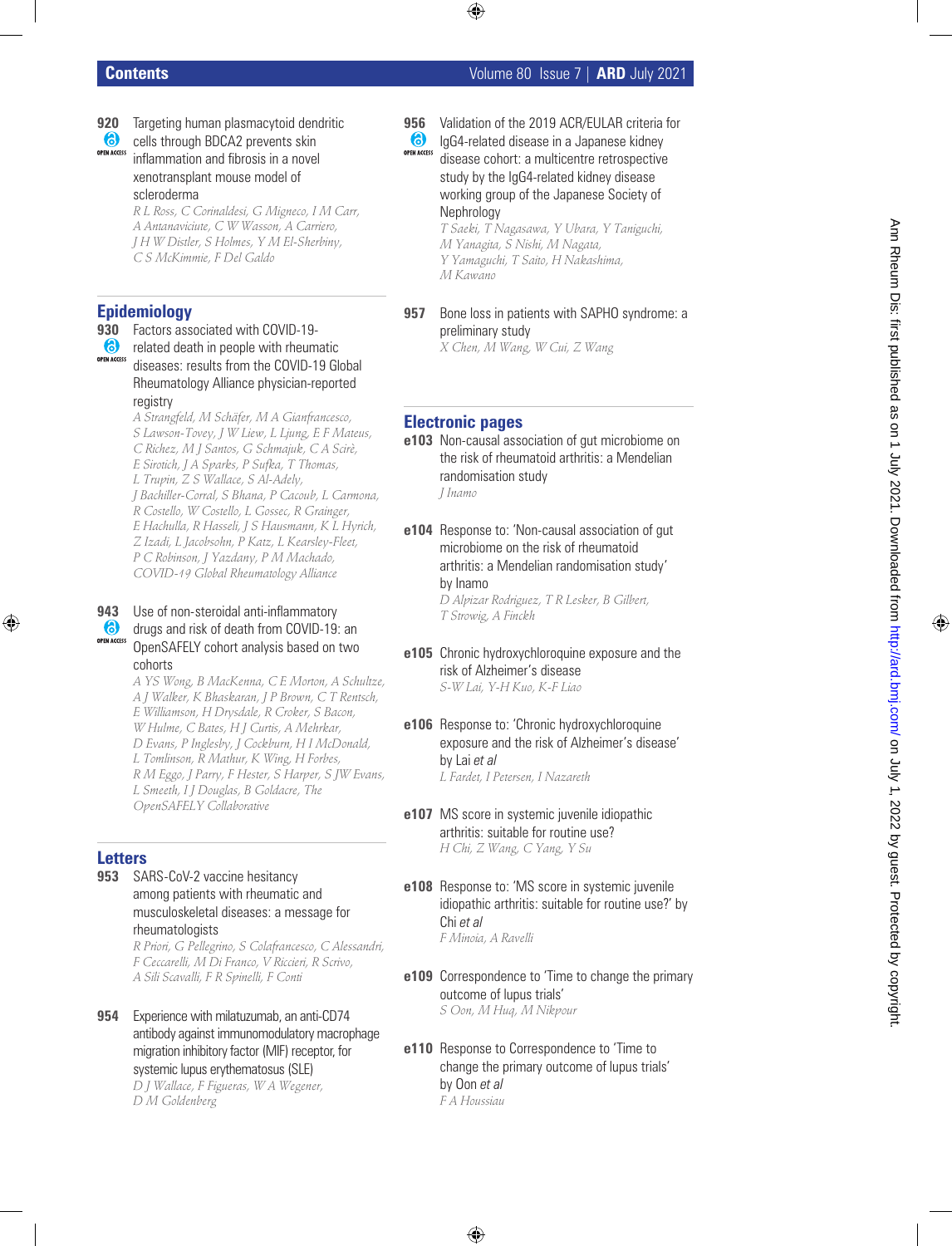920 Targeting human plasmacytoid dendritic cells through BDCA2 prevents skin inflammation and fibrosis in a novel xenotransplant mouse model of scleroderma

*R L Ross, C Corinaldesi, G Migneco, I M Carr, A Antanaviciute, C W Wasson, A Carriero, J H W Distler, S Holmes, Y M El-Sherbiny, C S McKimmie, F Del Galdo*

## Epidemiology

930 Factors associated with COVID-19-related death in people with rheumatic diseases: results from the COVID-19 Global Rheumatology Alliance physician-reported registry

*A Strangfeld, M Schäfer, M A Gianfrancesco, S Lawson-Tovey, J W Liew, L Ljung, E F Mateus, C Richez, M J Santos, G Schmajuk, C A Scirè, E Sirotich, J A Sparks, P Sufka, T Thomas, L Trupin, Z S Wallace, S Al-Adely, J Bachiller-Corral, S Bhana, P Cacoub, L Carmona, R Costello, W Costello, L Gossec, R Grainger, E Hachulla, R Hasseli, J S Hausmann, K L Hyrich, Z Izadi, L Jacobsohn, P Katz, L Kearsley-Fleet, P C Robinson, J Yazdany, P M Machado, COVID-19 Global Rheumatology Alliance*

943 Use of non-steroidal anti-inflammatory drugs and risk of death from COVID-19: an OpenSAFELY cohort analysis based on two cohorts

*A YS Wong, B MacKenna, C E Morton, A Schultze, A J Walker, K Bhaskaran, J P Brown, C T Rentsch, E Williamson, H Drysdale, R Croker, S Bacon, W Hulme, C Bates, H J Curtis, A Mehrkar, D Evans, P Inglesby, J Cockburn, H I McDonald, L Tomlinson, R Mathur, K Wing, H Forbes, R M Eggo, J Parry, F Hester, S Harper, S JW Evans, L Smeeth, I J Douglas, B Goldacre, The OpenSAFELY Collaborative*

## Letters

953 SARS-CoV-2 vaccine hesitancy among patients with rheumatic and musculoskeletal diseases: a message for rheumatologists

*R Priori, G Pellegrino, S Colafrancesco, C Alessandri, F Ceccarelli, M Di Franco, V Riccieri, R Scrivo, A Sili Scavalli, F R Spinelli, F Conti*

954 Experience with milatuzumab, an anti-CD74 antibody against immunomodulatory macrophage migration inhibitory factor (MIF) receptor, for systemic lupus erythematosus (SLE)

*D J Wallace, F Figueras, W A Wegener, D M Goldenberg*

956 Validation of the 2019 ACR/EULAR criteria for IgG4-related disease in a Japanese kidney disease cohort: a multicentre retrospective study by the IgG4-related kidney disease working group of the Japanese Society of Nephrology

*T Saeki, T Nagasawa, Y Ubara, Y Taniguchi, M Yanagita, S Nishi, M Nagata, Y Yamaguchi, T Saito, H Nakashima, M Kawano*

957 Bone loss in patients with SAPHO syndrome: a preliminary study

*X Chen, M Wang, W Cui, Z Wang*

## Electronic pages

e103 Non-causal association of gut microbiome on the risk of rheumatoid arthritis: a Mendelian randomisation study

*J Inamo*

e104 Response to: 'Non-causal association of gut microbiome on the risk of rheumatoid arthritis: a Mendelian randomisation study' by Inamo

*D Alpizar Rodriguez, T R Lesker, B Gilbert, T Strowig, A Finckh*

e105 Chronic hydroxychloroquine exposure and the risk of Alzheimer's disease

*S-W Lai, Y-H Kuo, K-F Liao*

e106 Response to: 'Chronic hydroxychloroquine exposure and the risk of Alzheimer's disease' by Lai *et al*

*L Fardet, I Petersen, I Nazareth*

e107 MS score in systemic juvenile idiopathic arthritis: suitable for routine use?

*H Chi, Z Wang, C Yang, Y Su*

e108 Response to: 'MS score in systemic juvenile idiopathic arthritis: suitable for routine use?' by Chi *et al*

*F Minoia, A Ravelli*

e109 Correspondence to 'Time to change the primary outcome of lupus trials'

*S Oon, M Huq, M Nikpour*

e110 Response to Correspondence to 'Time to change the primary outcome of lupus trials' by Oon *et al*

*F A Houssiau*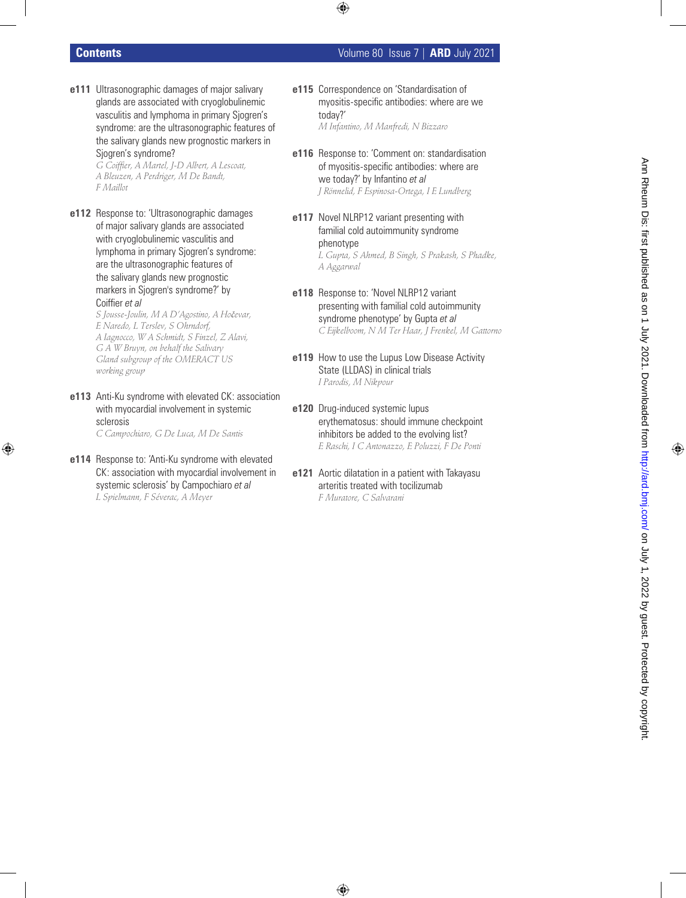**e111** Ultrasonographic damages of major salivary glands are associated with cryoglobulinemic vasculitis and lymphoma in primary Sjogren's syndrome: are the ultrasonographic features of the salivary glands new prognostic markers in Sjogren's syndrome?
*G Coiffier, A Martel, J-D Albert, A Lescoat, A Bleuzen, A Perdriger, M De Bandt, F Maillot*

**e112** Response to: 'Ultrasonographic damages of major salivary glands are associated with cryoglobulinemic vasculitis and lymphoma in primary Sjogren's syndrome: are the ultrasonographic features of the salivary glands new prognostic markers in Sjogren's syndrome?' by Coiffier *et al*
*S Jousse-Joulin, M A D'Agostino, A Hočevar, E Naredo, L Terslev, S Ohrndorf, A Iagnocco, W A Schmidt, S Finzel, Z Alavi, G A W Bruyn, on behalf the Salivary Gland subgroup of the OMERACT US working group*

**e113** Anti-Ku syndrome with elevated CK: association with myocardial involvement in systemic sclerosis
*C Campochiaro, G De Luca, M De Santis*

**e114** Response to: 'Anti-Ku syndrome with elevated CK: association with myocardial involvement in systemic sclerosis' by Campochiaro *et al*
*L Spielmann, F Séverac, A Meyer*

**e115** Correspondence on 'Standardisation of myositis-specific antibodies: where are we today?'
*M Infantino, M Manfredi, N Bizzaro*

**e116** Response to: 'Comment on: standardisation of myositis-specific antibodies: where are we today?' by Infantino *et al*
*J Rönnelid, F Espinosa-Ortega, I E Lundberg*

**e117** Novel NLRP12 variant presenting with familial cold autoimmunity syndrome phenotype
*L Gupta, S Ahmed, B Singh, S Prakash, S Phadke, A Aggarwal*

**e118** Response to: 'Novel NLRP12 variant presenting with familial cold autoimmunity syndrome phenotype' by Gupta *et al*
*C Eijkelboom, N M Ter Haar, J Frenkel, M Gattorno*

**e119** How to use the Lupus Low Disease Activity State (LLDAS) in clinical trials
*I Parodis, M Nikpour*

**e120** Drug-induced systemic lupus erythematosus: should immune checkpoint inhibitors be added to the evolving list?
*E Raschi, I C Antonazzo, E Poluzzi, F De Ponti*

**e121** Aortic dilatation in a patient with Takayasu arteritis treated with tocilizumab
*F Muratore, C Salvarani*